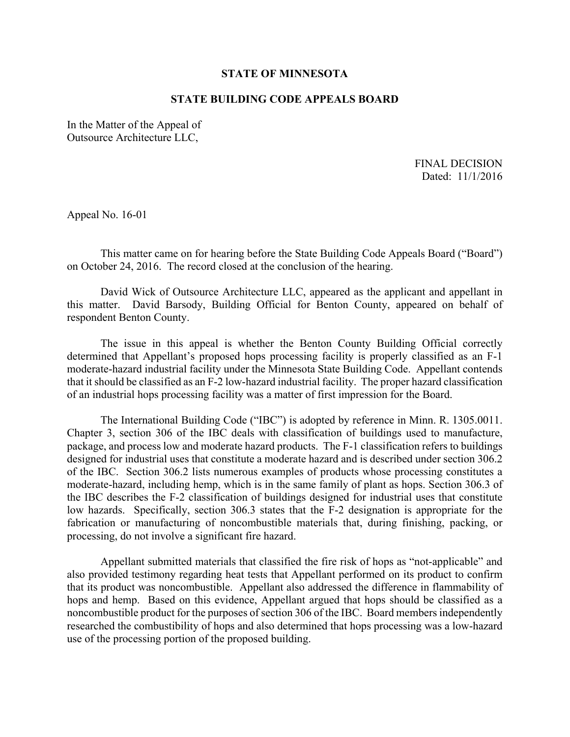**STATE OF MINNESOTA**

**STATE BUILDING CODE APPEALS BOARD**

In the Matter of the Appeal of
Outsource Architecture LLC,

FINAL DECISION
Dated: 11/1/2016

Appeal No. 16-01

This matter came on for hearing before the State Building Code Appeals Board ("Board") on October 24, 2016. The record closed at the conclusion of the hearing.

David Wick of Outsource Architecture LLC, appeared as the applicant and appellant in this matter. David Barsody, Building Official for Benton County, appeared on behalf of respondent Benton County.

The issue in this appeal is whether the Benton County Building Official correctly determined that Appellant's proposed hops processing facility is properly classified as an F-1 moderate-hazard industrial facility under the Minnesota State Building Code. Appellant contends that it should be classified as an F-2 low-hazard industrial facility. The proper hazard classification of an industrial hops processing facility was a matter of first impression for the Board.

The International Building Code ("IBC") is adopted by reference in Minn. R. 1305.0011. Chapter 3, section 306 of the IBC deals with classification of buildings used to manufacture, package, and process low and moderate hazard products. The F-1 classification refers to buildings designed for industrial uses that constitute a moderate hazard and is described under section 306.2 of the IBC. Section 306.2 lists numerous examples of products whose processing constitutes a moderate-hazard, including hemp, which is in the same family of plant as hops. Section 306.3 of the IBC describes the F-2 classification of buildings designed for industrial uses that constitute low hazards. Specifically, section 306.3 states that the F-2 designation is appropriate for the fabrication or manufacturing of noncombustible materials that, during finishing, packing, or processing, do not involve a significant fire hazard.

Appellant submitted materials that classified the fire risk of hops as "not-applicable" and also provided testimony regarding heat tests that Appellant performed on its product to confirm that its product was noncombustible. Appellant also addressed the difference in flammability of hops and hemp. Based on this evidence, Appellant argued that hops should be classified as a noncombustible product for the purposes of section 306 of the IBC. Board members independently researched the combustibility of hops and also determined that hops processing was a low-hazard use of the processing portion of the proposed building.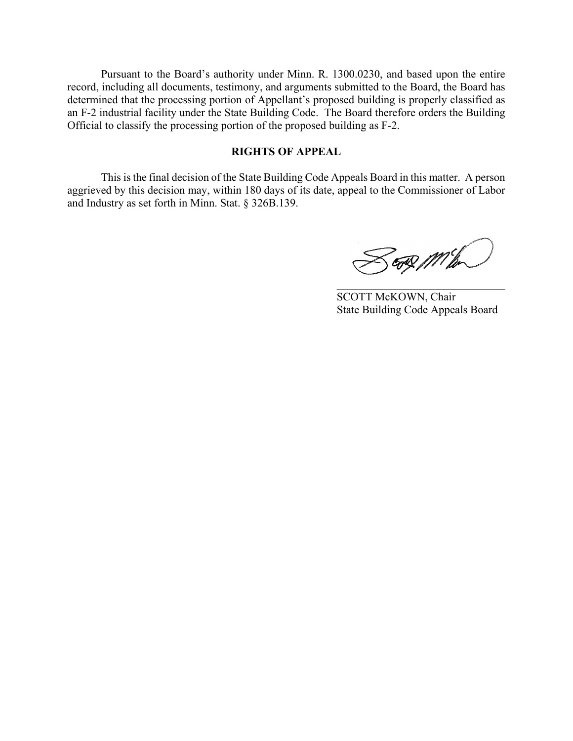Pursuant to the Board's authority under Minn. R. 1300.0230, and based upon the entire record, including all documents, testimony, and arguments submitted to the Board, the Board has determined that the processing portion of Appellant's proposed building is properly classified as an F-2 industrial facility under the State Building Code. The Board therefore orders the Building Official to classify the processing portion of the proposed building as F-2.

## RIGHTS OF APPEAL

This is the final decision of the State Building Code Appeals Board in this matter. A person aggrieved by this decision may, within 180 days of its date, appeal to the Commissioner of Labor and Industry as set forth in Minn. Stat. § 326B.139.

SCOTT McKOWN, Chair
State Building Code Appeals Board